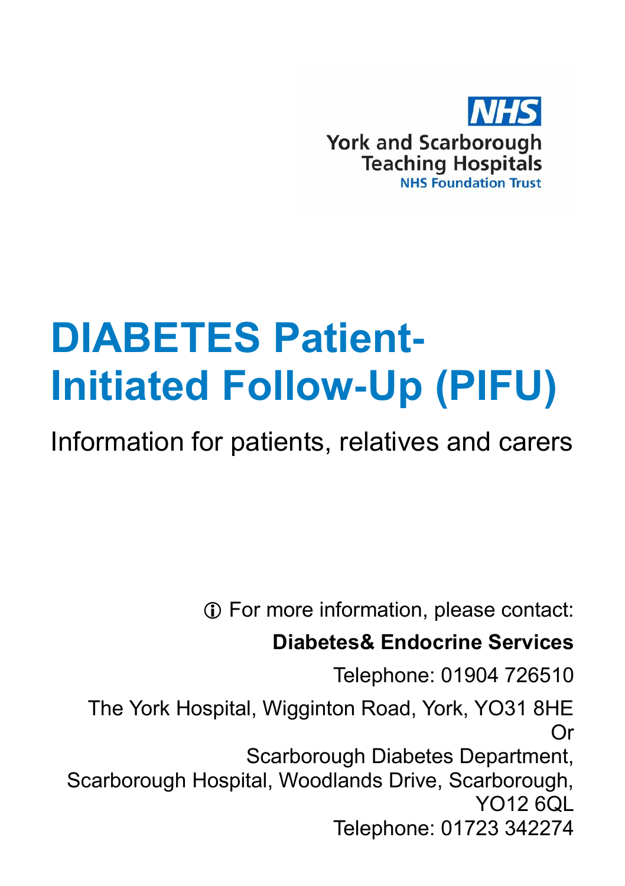NHS

York and Scarborough Teaching Hospitals
NHS Foundation Trust

# DIABETES Patient-Initiated Follow-Up (PIFU)

Information for patients, relatives and carers

ⓘ For more information, please contact:

**Diabetes& Endocrine Services**

Telephone: 01904 726510

The York Hospital, Wigginton Road, York, YO31 8HE

Or

Scarborough Diabetes Department, Scarborough Hospital, Woodlands Drive, Scarborough, YO12 6QL

Telephone: 01723 342274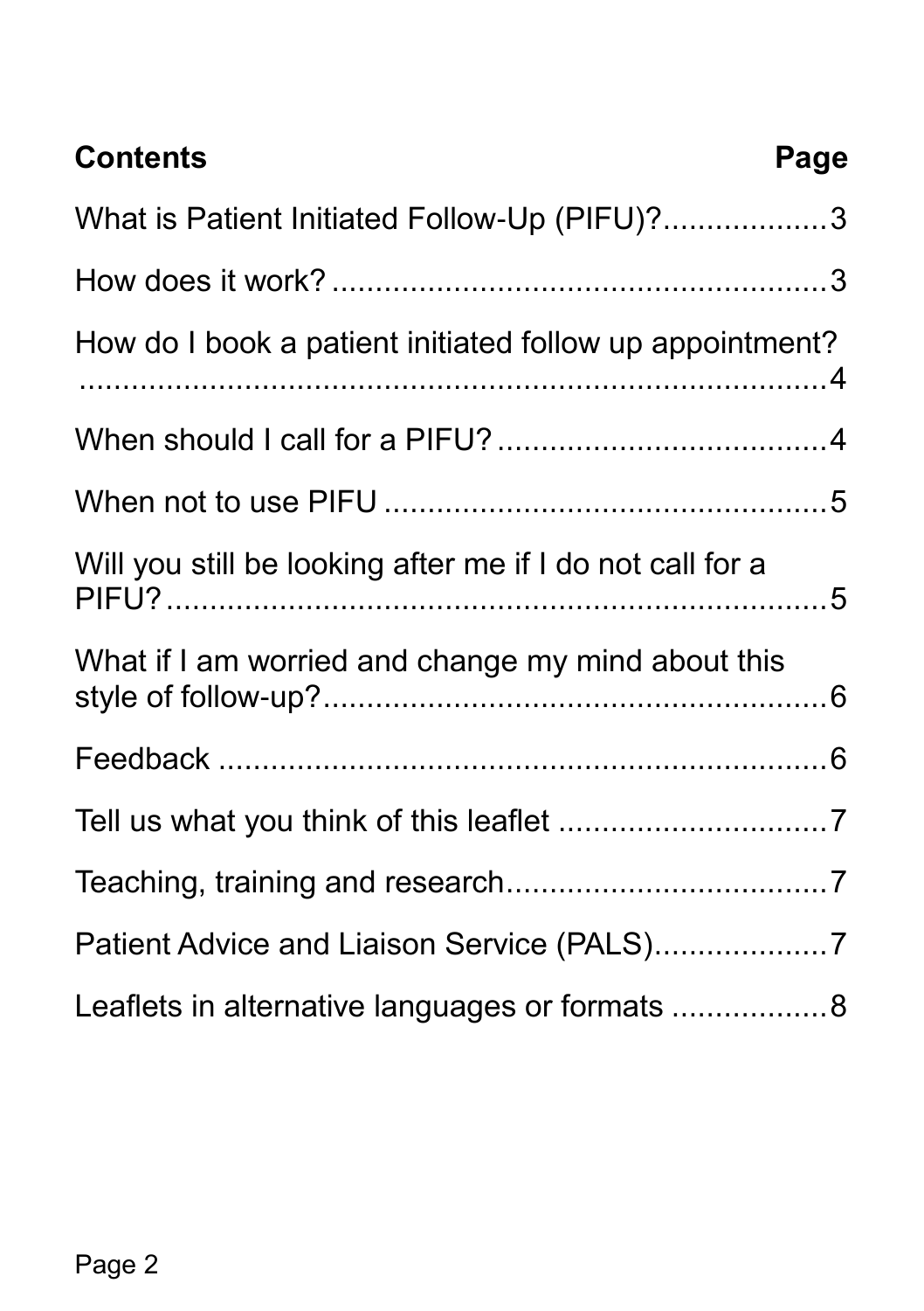| **Contents** | **Page** |
|---|---|
| What is Patient Initiated Follow-Up (PIFU)? | 3 |
| How does it work? | 3 |
| How do I book a patient initiated follow up appointment? | 4 |
| When should I call for a PIFU? | 4 |
| When not to use PIFU | 5 |
| Will you still be looking after me if I do not call for a PIFU? | 5 |
| What if I am worried and change my mind about this style of follow-up? | 6 |
| Feedback | 6 |
| Tell us what you think of this leaflet | 7 |
| Teaching, training and research | 7 |
| Patient Advice and Liaison Service (PALS) | 7 |
| Leaflets in alternative languages or formats | 8 |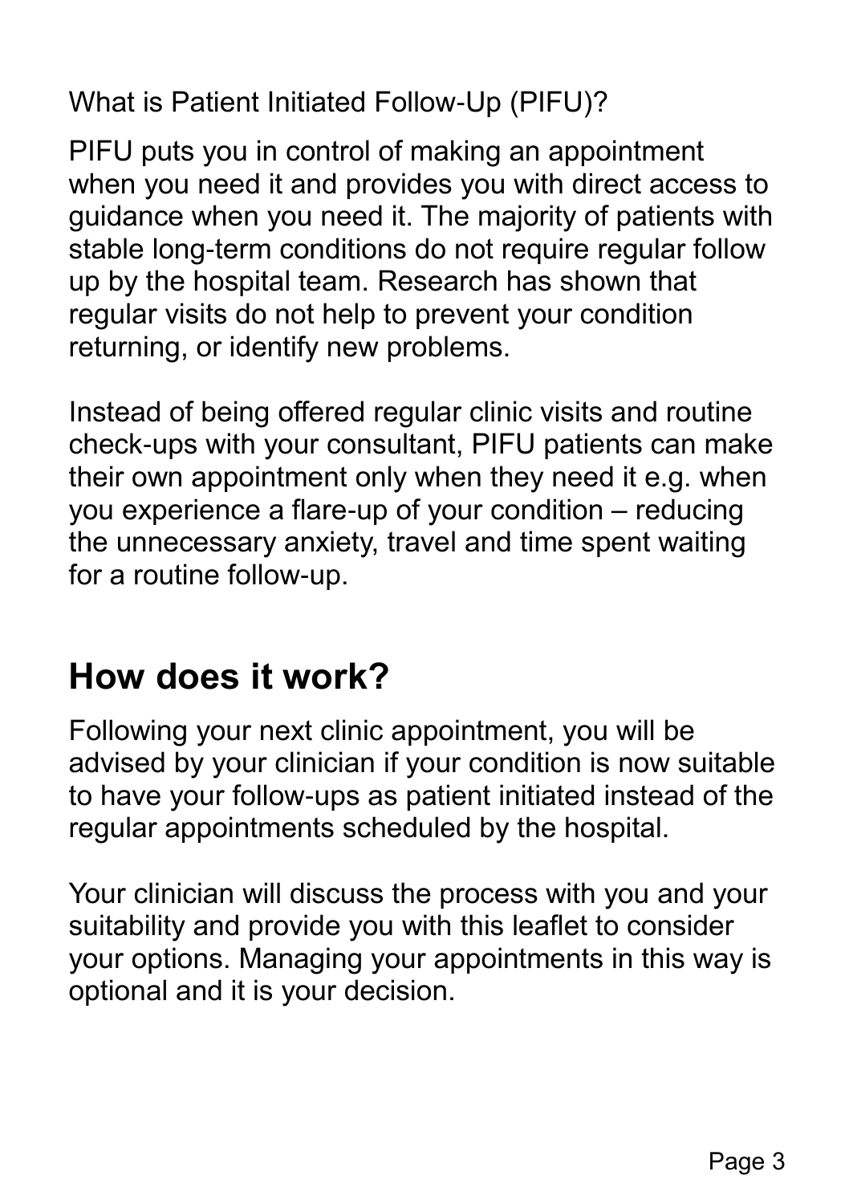What is Patient Initiated Follow-Up (PIFU)?

PIFU puts you in control of making an appointment when you need it and provides you with direct access to guidance when you need it. The majority of patients with stable long-term conditions do not require regular follow up by the hospital team. Research has shown that regular visits do not help to prevent your condition returning, or identify new problems.

Instead of being offered regular clinic visits and routine check-ups with your consultant, PIFU patients can make their own appointment only when they need it e.g. when you experience a flare-up of your condition – reducing the unnecessary anxiety, travel and time spent waiting for a routine follow-up.

## How does it work?

Following your next clinic appointment, you will be advised by your clinician if your condition is now suitable to have your follow-ups as patient initiated instead of the regular appointments scheduled by the hospital.

Your clinician will discuss the process with you and your suitability and provide you with this leaflet to consider your options. Managing your appointments in this way is optional and it is your decision.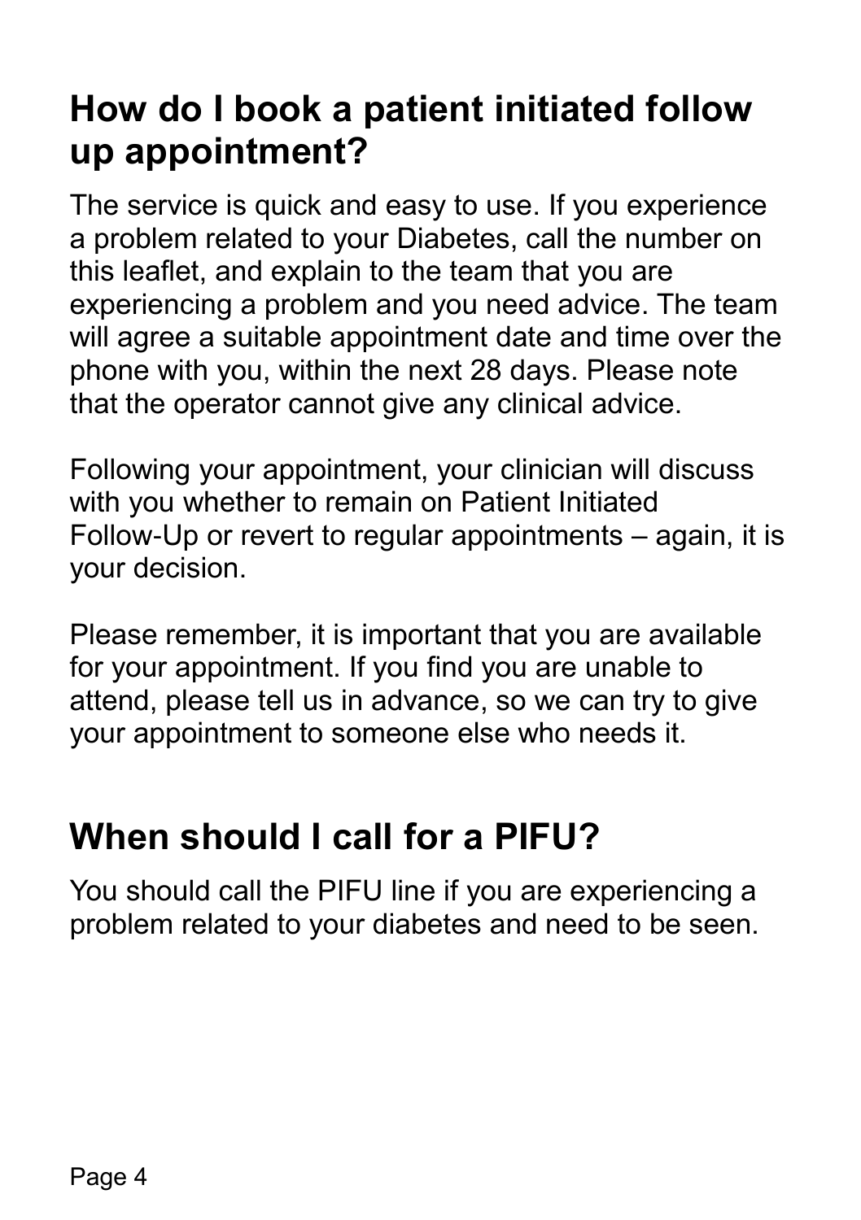## How do I book a patient initiated follow up appointment?

The service is quick and easy to use. If you experience a problem related to your Diabetes, call the number on this leaflet, and explain to the team that you are experiencing a problem and you need advice. The team will agree a suitable appointment date and time over the phone with you, within the next 28 days. Please note that the operator cannot give any clinical advice.

Following your appointment, your clinician will discuss with you whether to remain on Patient Initiated Follow-Up or revert to regular appointments – again, it is your decision.

Please remember, it is important that you are available for your appointment. If you find you are unable to attend, please tell us in advance, so we can try to give your appointment to someone else who needs it.

## When should I call for a PIFU?

You should call the PIFU line if you are experiencing a problem related to your diabetes and need to be seen.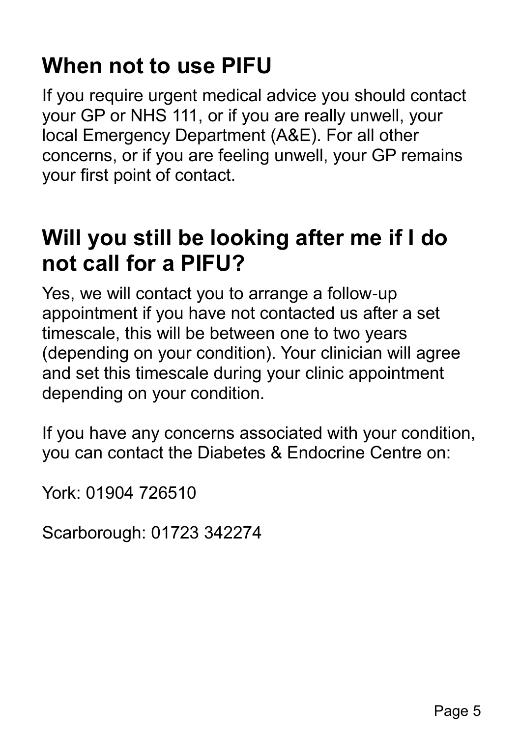## When not to use PIFU

If you require urgent medical advice you should contact your GP or NHS 111, or if you are really unwell, your local Emergency Department (A&E). For all other concerns, or if you are feeling unwell, your GP remains your first point of contact.

## Will you still be looking after me if I do not call for a PIFU?

Yes, we will contact you to arrange a follow-up appointment if you have not contacted us after a set timescale, this will be between one to two years (depending on your condition). Your clinician will agree and set this timescale during your clinic appointment depending on your condition.

If you have any concerns associated with your condition, you can contact the Diabetes & Endocrine Centre on:

York: 01904 726510

Scarborough: 01723 342274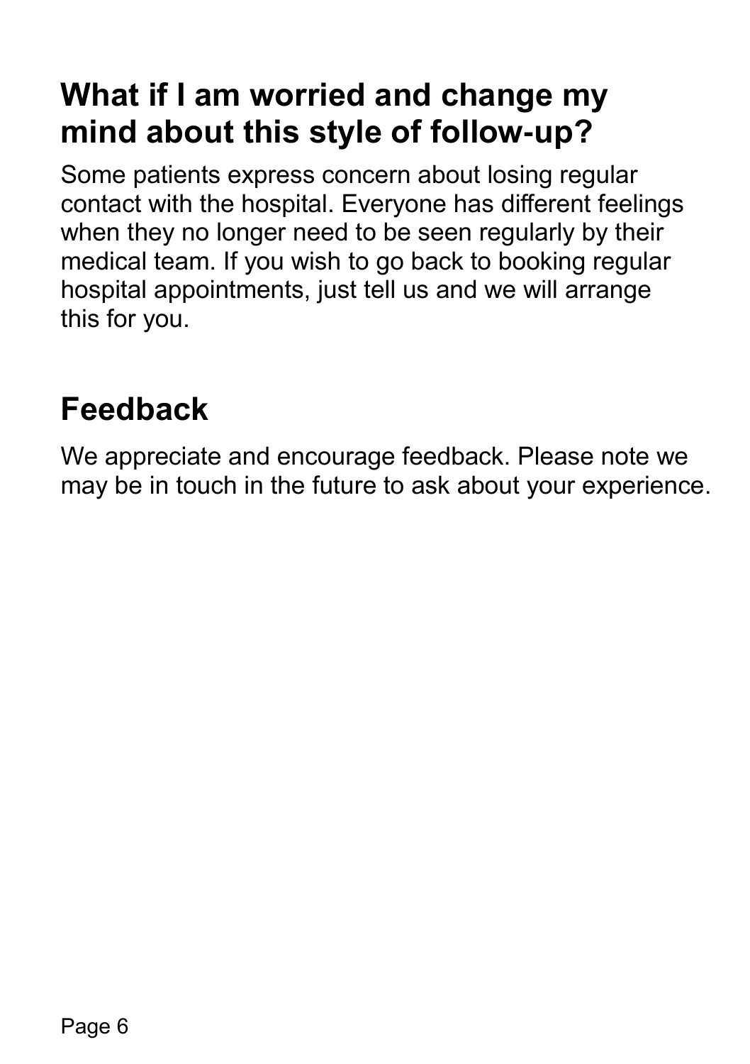## What if I am worried and change my mind about this style of follow-up?

Some patients express concern about losing regular contact with the hospital. Everyone has different feelings when they no longer need to be seen regularly by their medical team. If you wish to go back to booking regular hospital appointments, just tell us and we will arrange this for you.

## Feedback

We appreciate and encourage feedback. Please note we may be in touch in the future to ask about your experience.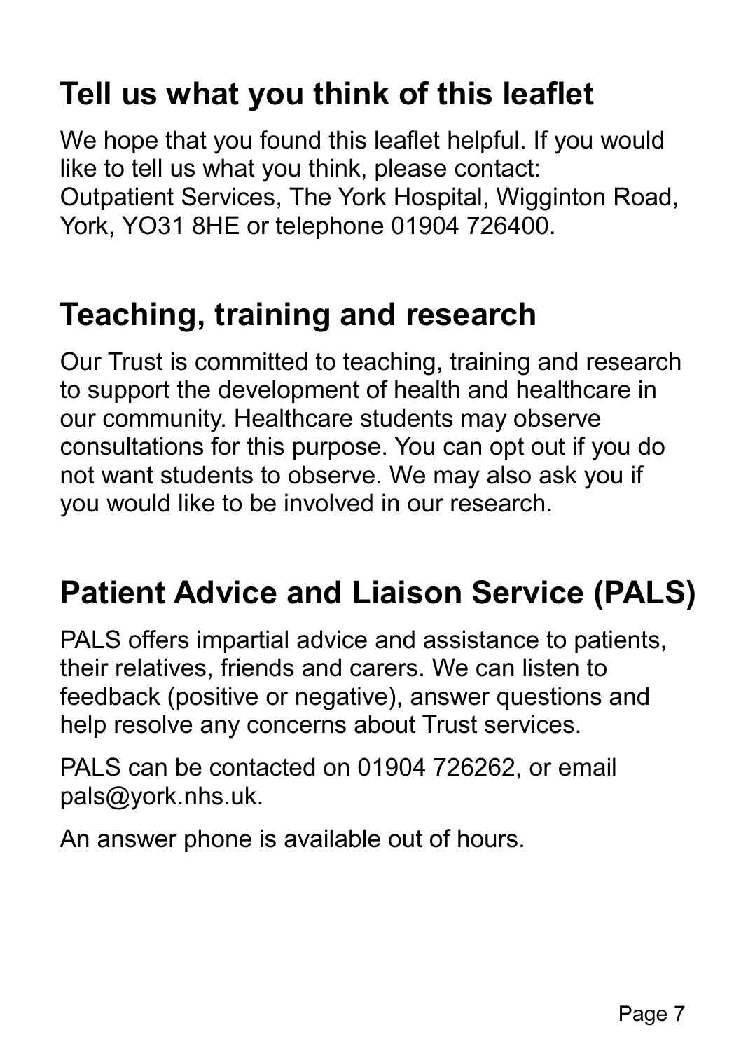## Tell us what you think of this leaflet

We hope that you found this leaflet helpful. If you would like to tell us what you think, please contact: Outpatient Services, The York Hospital, Wigginton Road, York, YO31 8HE or telephone 01904 726400.

## Teaching, training and research

Our Trust is committed to teaching, training and research to support the development of health and healthcare in our community. Healthcare students may observe consultations for this purpose. You can opt out if you do not want students to observe. We may also ask you if you would like to be involved in our research.

## Patient Advice and Liaison Service (PALS)

PALS offers impartial advice and assistance to patients, their relatives, friends and carers. We can listen to feedback (positive or negative), answer questions and help resolve any concerns about Trust services.

PALS can be contacted on 01904 726262, or email pals@york.nhs.uk.

An answer phone is available out of hours.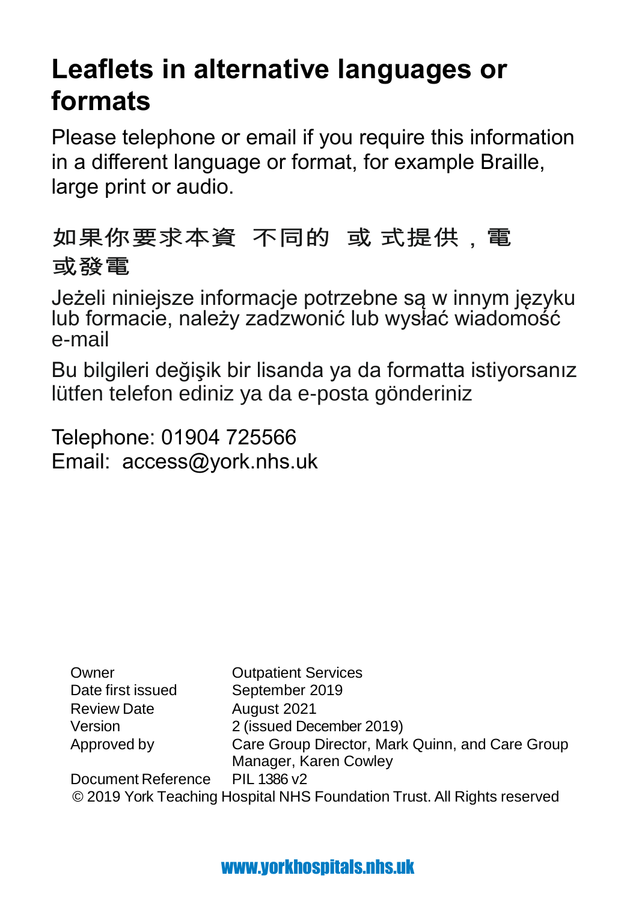# Leaflets in alternative languages or formats

Please telephone or email if you require this information in a different language or format, for example Braille, large print or audio.

如果你要求本資 不同的 或 式提供，電 或發電

Jeżeli niniejsze informacje potrzebne są w innym języku lub formacie, należy zadzwonić lub wysłać wiadomość e-mail

Bu bilgileri değişik bir lisanda ya da formatta istiyorsanız lütfen telefon ediniz ya da e-posta gönderiniz

Telephone: 01904 725566
Email: access@york.nhs.uk

| | |
|---|---|
| Owner | Outpatient Services |
| Date first issued | September 2019 |
| Review Date | August 2021 |
| Version | 2 (issued December 2019) |
| Approved by | Care Group Director, Mark Quinn, and Care Group Manager, Karen Cowley |
| Document Reference | PIL 1386 v2 |

© 2019 York Teaching Hospital NHS Foundation Trust. All Rights reserved

www.yorkhospitals.nhs.uk